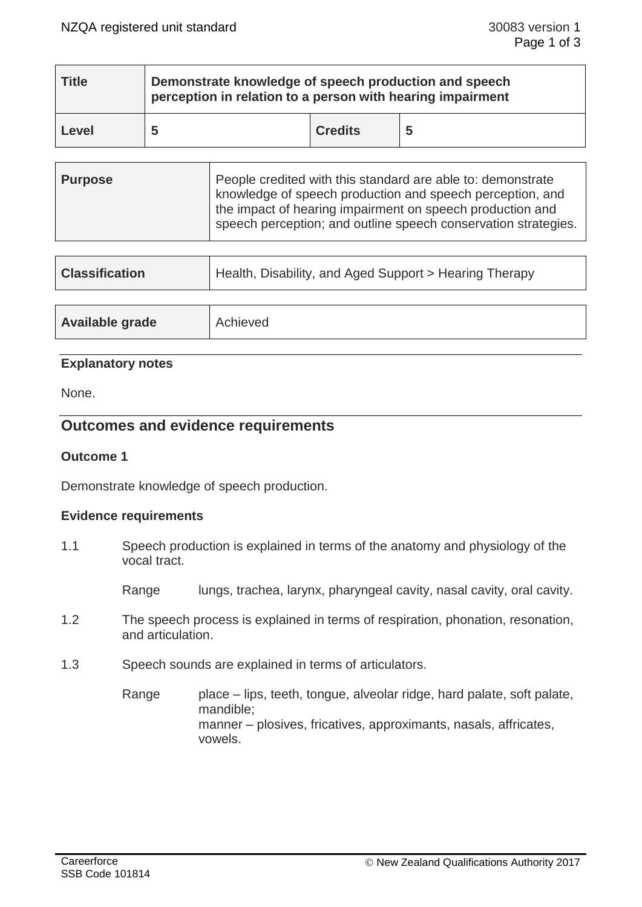| Title | Demonstrate knowledge of speech production and speech perception in relation to a person with hearing impairment | | |
|---|---|---|---|
| Level | 5 | Credits | 5 |

| Purpose | People credited with this standard are able to: demonstrate knowledge of speech production and speech perception, and the impact of hearing impairment on speech production and speech perception; and outline speech conservation strategies. |
|---|---|

| Classification | Health, Disability, and Aged Support > Hearing Therapy |
|---|---|

| Available grade | Achieved |
|---|---|

### Explanatory notes

None.

## Outcomes and evidence requirements

### Outcome 1

Demonstrate knowledge of speech production.

### Evidence requirements

1.1 Speech production is explained in terms of the anatomy and physiology of the vocal tract.

Range: lungs, trachea, larynx, pharyngeal cavity, nasal cavity, oral cavity.

1.2 The speech process is explained in terms of respiration, phonation, resonation, and articulation.

1.3 Speech sounds are explained in terms of articulators.

Range: place – lips, teeth, tongue, alveolar ridge, hard palate, soft palate, mandible;
manner – plosives, fricatives, approximants, nasals, affricates, vowels.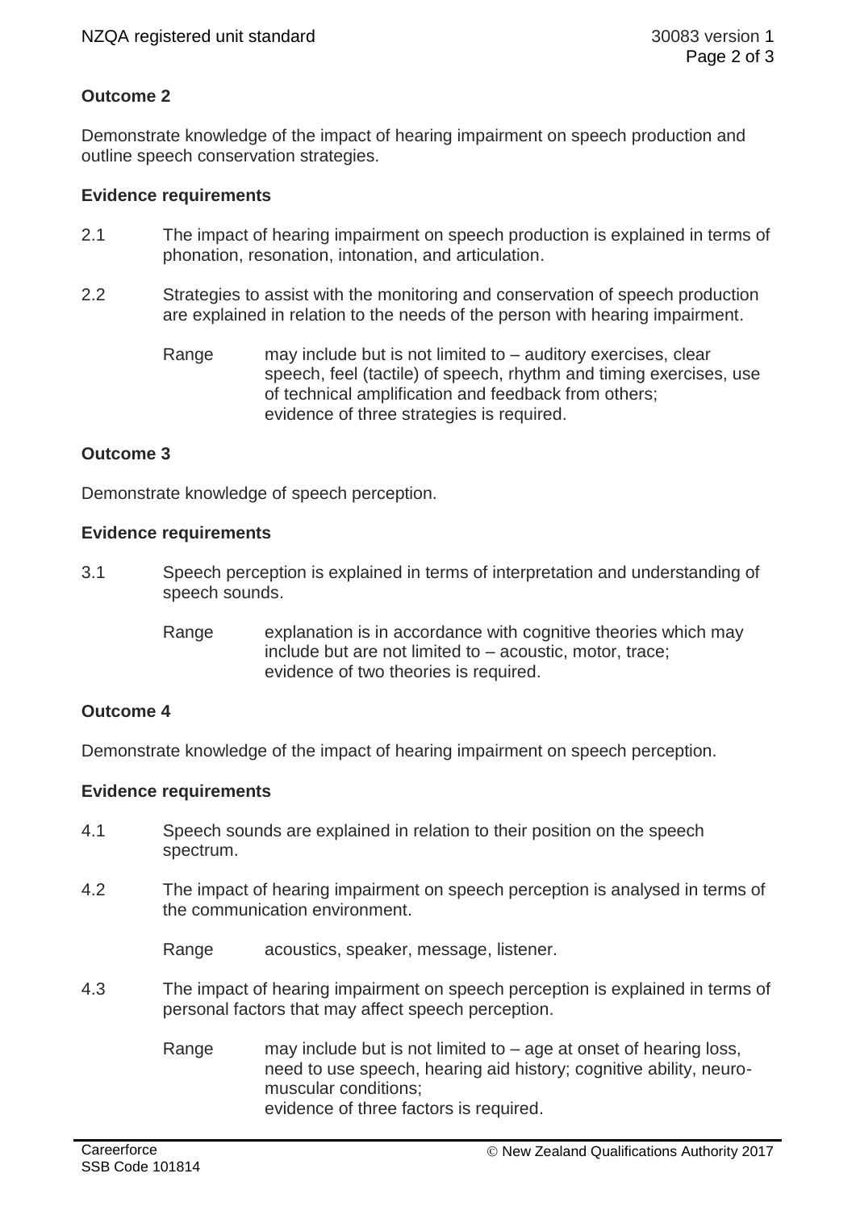**Outcome 2**

Demonstrate knowledge of the impact of hearing impairment on speech production and outline speech conservation strategies.

**Evidence requirements**

2.1 The impact of hearing impairment on speech production is explained in terms of phonation, resonation, intonation, and articulation.

2.2 Strategies to assist with the monitoring and conservation of speech production are explained in relation to the needs of the person with hearing impairment.

Range may include but is not limited to – auditory exercises, clear speech, feel (tactile) of speech, rhythm and timing exercises, use of technical amplification and feedback from others;
evidence of three strategies is required.

**Outcome 3**

Demonstrate knowledge of speech perception.

**Evidence requirements**

3.1 Speech perception is explained in terms of interpretation and understanding of speech sounds.

Range explanation is in accordance with cognitive theories which may include but are not limited to – acoustic, motor, trace;
evidence of two theories is required.

**Outcome 4**

Demonstrate knowledge of the impact of hearing impairment on speech perception.

**Evidence requirements**

4.1 Speech sounds are explained in relation to their position on the speech spectrum.

4.2 The impact of hearing impairment on speech perception is analysed in terms of the communication environment.

Range acoustics, speaker, message, listener.

4.3 The impact of hearing impairment on speech perception is explained in terms of personal factors that may affect speech perception.

Range may include but is not limited to – age at onset of hearing loss, need to use speech, hearing aid history; cognitive ability, neuro-muscular conditions;
evidence of three factors is required.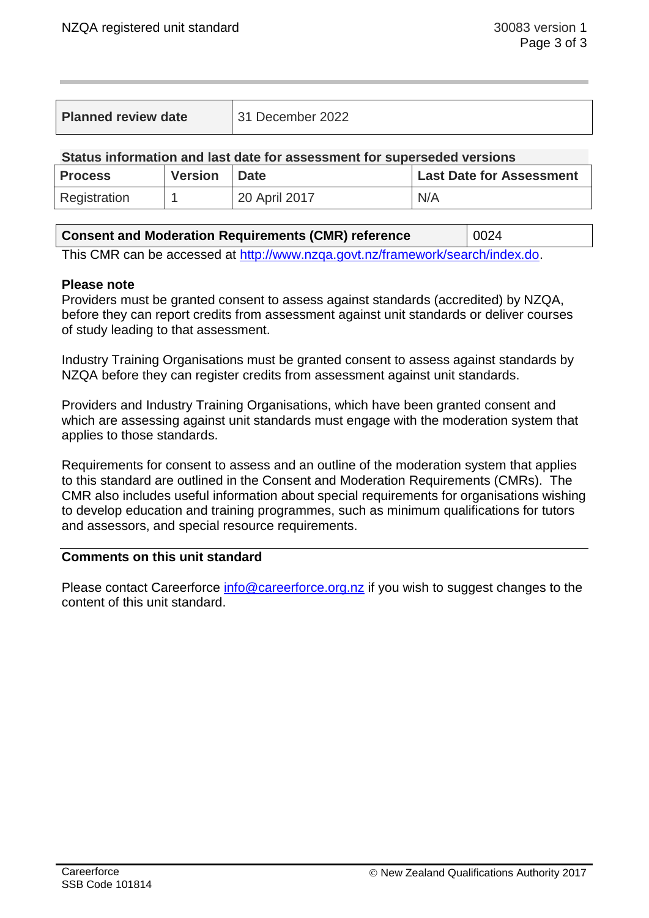| Planned review date | 31 December 2022 |
| --- | --- |

**Status information and last date for assessment for superseded versions**

| Process | Version | Date | Last Date for Assessment |
| --- | --- | --- | --- |
| Registration | 1 | 20 April 2017 | N/A |

| Consent and Moderation Requirements (CMR) reference | 0024 |
| --- | --- |

This CMR can be accessed at http://www.nzqa.govt.nz/framework/search/index.do.

**Please note**

Providers must be granted consent to assess against standards (accredited) by NZQA, before they can report credits from assessment against unit standards or deliver courses of study leading to that assessment.

Industry Training Organisations must be granted consent to assess against standards by NZQA before they can register credits from assessment against unit standards.

Providers and Industry Training Organisations, which have been granted consent and which are assessing against unit standards must engage with the moderation system that applies to those standards.

Requirements for consent to assess and an outline of the moderation system that applies to this standard are outlined in the Consent and Moderation Requirements (CMRs). The CMR also includes useful information about special requirements for organisations wishing to develop education and training programmes, such as minimum qualifications for tutors and assessors, and special resource requirements.

**Comments on this unit standard**

Please contact Careerforce info@careerforce.org.nz if you wish to suggest changes to the content of this unit standard.